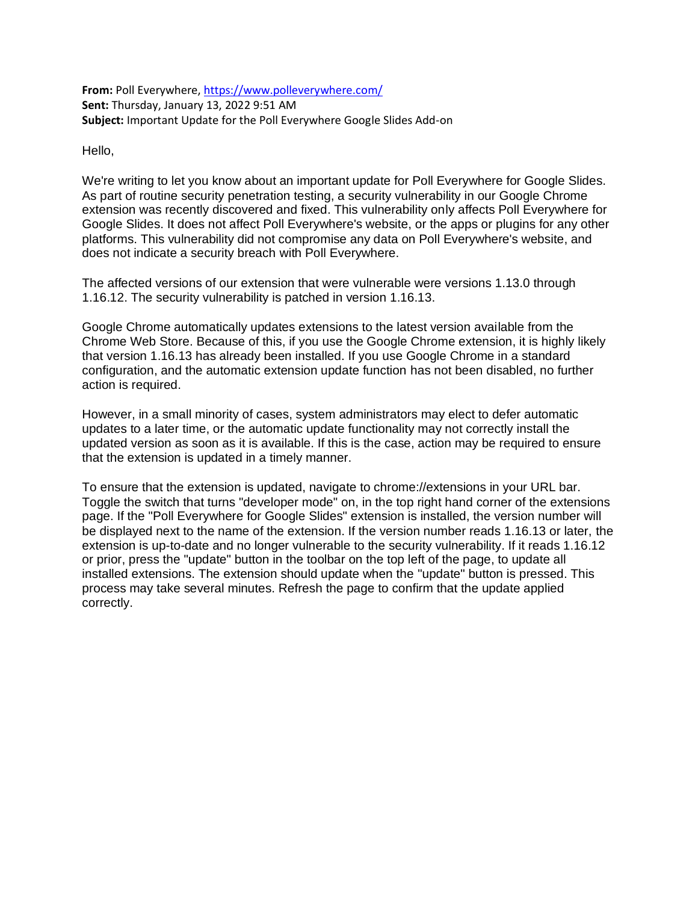**From:** Poll Everywhere, https://www.polleverywhere.com/
**Sent:** Thursday, January 13, 2022 9:51 AM
**Subject:** Important Update for the Poll Everywhere Google Slides Add-on

Hello,

We're writing to let you know about an important update for Poll Everywhere for Google Slides. As part of routine security penetration testing, a security vulnerability in our Google Chrome extension was recently discovered and fixed. This vulnerability only affects Poll Everywhere for Google Slides. It does not affect Poll Everywhere's website, or the apps or plugins for any other platforms. This vulnerability did not compromise any data on Poll Everywhere's website, and does not indicate a security breach with Poll Everywhere.

The affected versions of our extension that were vulnerable were versions 1.13.0 through 1.16.12. The security vulnerability is patched in version 1.16.13.

Google Chrome automatically updates extensions to the latest version available from the Chrome Web Store. Because of this, if you use the Google Chrome extension, it is highly likely that version 1.16.13 has already been installed. If you use Google Chrome in a standard configuration, and the automatic extension update function has not been disabled, no further action is required.

However, in a small minority of cases, system administrators may elect to defer automatic updates to a later time, or the automatic update functionality may not correctly install the updated version as soon as it is available. If this is the case, action may be required to ensure that the extension is updated in a timely manner.

To ensure that the extension is updated, navigate to chrome://extensions in your URL bar. Toggle the switch that turns "developer mode" on, in the top right hand corner of the extensions page. If the "Poll Everywhere for Google Slides" extension is installed, the version number will be displayed next to the name of the extension. If the version number reads 1.16.13 or later, the extension is up-to-date and no longer vulnerable to the security vulnerability. If it reads 1.16.12 or prior, press the "update" button in the toolbar on the top left of the page, to update all installed extensions. The extension should update when the "update" button is pressed. This process may take several minutes. Refresh the page to confirm that the update applied correctly.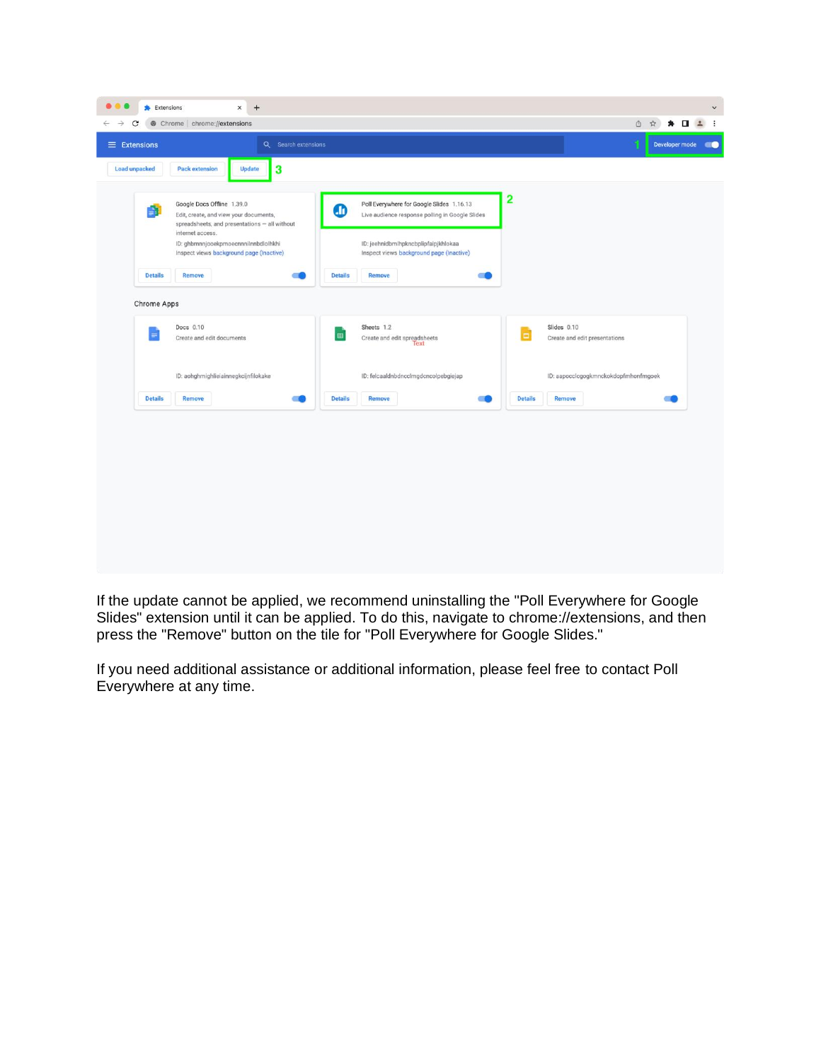If the update cannot be applied, we recommend uninstalling the "Poll Everywhere for Google Slides" extension until it can be applied. To do this, navigate to chrome://extensions, and then press the "Remove" button on the tile for "Poll Everywhere for Google Slides."

If you need additional assistance or additional information, please feel free to contact Poll Everywhere at any time.